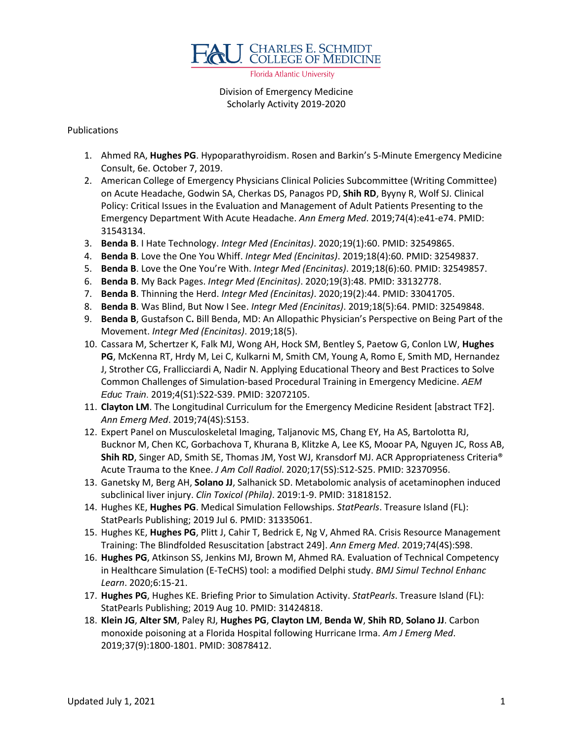FAU CHARLES E. SCHMIDT COLLEGE OF MEDICINE
Florida Atlantic University

Division of Emergency Medicine
Scholarly Activity 2019-2020

Publications

1. Ahmed RA, **Hughes PG**. Hypoparathyroidism. Rosen and Barkin's 5-Minute Emergency Medicine Consult, 6e. October 7, 2019.
2. American College of Emergency Physicians Clinical Policies Subcommittee (Writing Committee) on Acute Headache, Godwin SA, Cherkas DS, Panagos PD, **Shih RD**, Byyny R, Wolf SJ. Clinical Policy: Critical Issues in the Evaluation and Management of Adult Patients Presenting to the Emergency Department With Acute Headache. *Ann Emerg Med*. 2019;74(4):e41-e74. PMID: 31543134.
3. **Benda B**. I Hate Technology. *Integr Med (Encinitas)*. 2020;19(1):60. PMID: 32549865.
4. **Benda B**. Love the One You Whiff. *Integr Med (Encinitas)*. 2019;18(4):60. PMID: 32549837.
5. **Benda B**. Love the One You're With. *Integr Med (Encinitas)*. 2019;18(6):60. PMID: 32549857.
6. **Benda B**. My Back Pages. *Integr Med (Encinitas)*. 2020;19(3):48. PMID: 33132778.
7. **Benda B**. Thinning the Herd. *Integr Med (Encinitas)*. 2020;19(2):44. PMID: 33041705.
8. **Benda B**. Was Blind, But Now I See. *Integr Med (Encinitas)*. 2019;18(5):64. PMID: 32549848.
9. **Benda B**, Gustafson C**.** Bill Benda, MD: An Allopathic Physician's Perspective on Being Part of the Movement. *Integr Med (Encinitas)*. 2019;18(5).
10. Cassara M, Schertzer K, Falk MJ, Wong AH, Hock SM, Bentley S, Paetow G, Conlon LW, **Hughes PG**, McKenna RT, Hrdy M, Lei C, Kulkarni M, Smith CM, Young A, Romo E, Smith MD, Hernandez J, Strother CG, Frallicciardi A, Nadir N. Applying Educational Theory and Best Practices to Solve Common Challenges of Simulation-based Procedural Training in Emergency Medicine. *AEM Educ Train*. 2019;4(S1):S22-S39. PMID: 32072105.
11. **Clayton LM**. The Longitudinal Curriculum for the Emergency Medicine Resident [abstract TF2]. *Ann Emerg Med*. 2019;74(4S):S153.
12. Expert Panel on Musculoskeletal Imaging, Taljanovic MS, Chang EY, Ha AS, Bartolotta RJ, Bucknor M, Chen KC, Gorbachova T, Khurana B, Klitzke A, Lee KS, Mooar PA, Nguyen JC, Ross AB, **Shih RD**, Singer AD, Smith SE, Thomas JM, Yost WJ, Kransdorf MJ. ACR Appropriateness Criteria® Acute Trauma to the Knee. *J Am Coll Radiol*. 2020;17(5S):S12-S25. PMID: 32370956.
13. Ganetsky M, Berg AH, **Solano JJ**, Salhanick SD. Metabolomic analysis of acetaminophen induced subclinical liver injury. *Clin Toxicol (Phila)*. 2019:1-9. PMID: 31818152.
14. Hughes KE, **Hughes PG**. Medical Simulation Fellowships. *StatPearls*. Treasure Island (FL): StatPearls Publishing; 2019 Jul 6. PMID: 31335061.
15. Hughes KE, **Hughes PG**, Plitt J, Cahir T, Bedrick E, Ng V, Ahmed RA. Crisis Resource Management Training: The Blindfolded Resuscitation [abstract 249]. *Ann Emerg Med*. 2019;74(4S):S98.
16. **Hughes PG**, Atkinson SS, Jenkins MJ, Brown M, Ahmed RA. Evaluation of Technical Competency in Healthcare Simulation (E-TeCHS) tool: a modified Delphi study. *BMJ Simul Technol Enhanc Learn*. 2020;6:15-21.
17. **Hughes PG**, Hughes KE. Briefing Prior to Simulation Activity. *StatPearls*. Treasure Island (FL): StatPearls Publishing; 2019 Aug 10. PMID: 31424818.
18. **Klein JG**, **Alter SM**, Paley RJ, **Hughes PG**, **Clayton LM**, **Benda W**, **Shih RD**, **Solano JJ**. Carbon monoxide poisoning at a Florida Hospital following Hurricane Irma. *Am J Emerg Med*. 2019;37(9):1800-1801. PMID: 30878412.

Updated July 1, 2021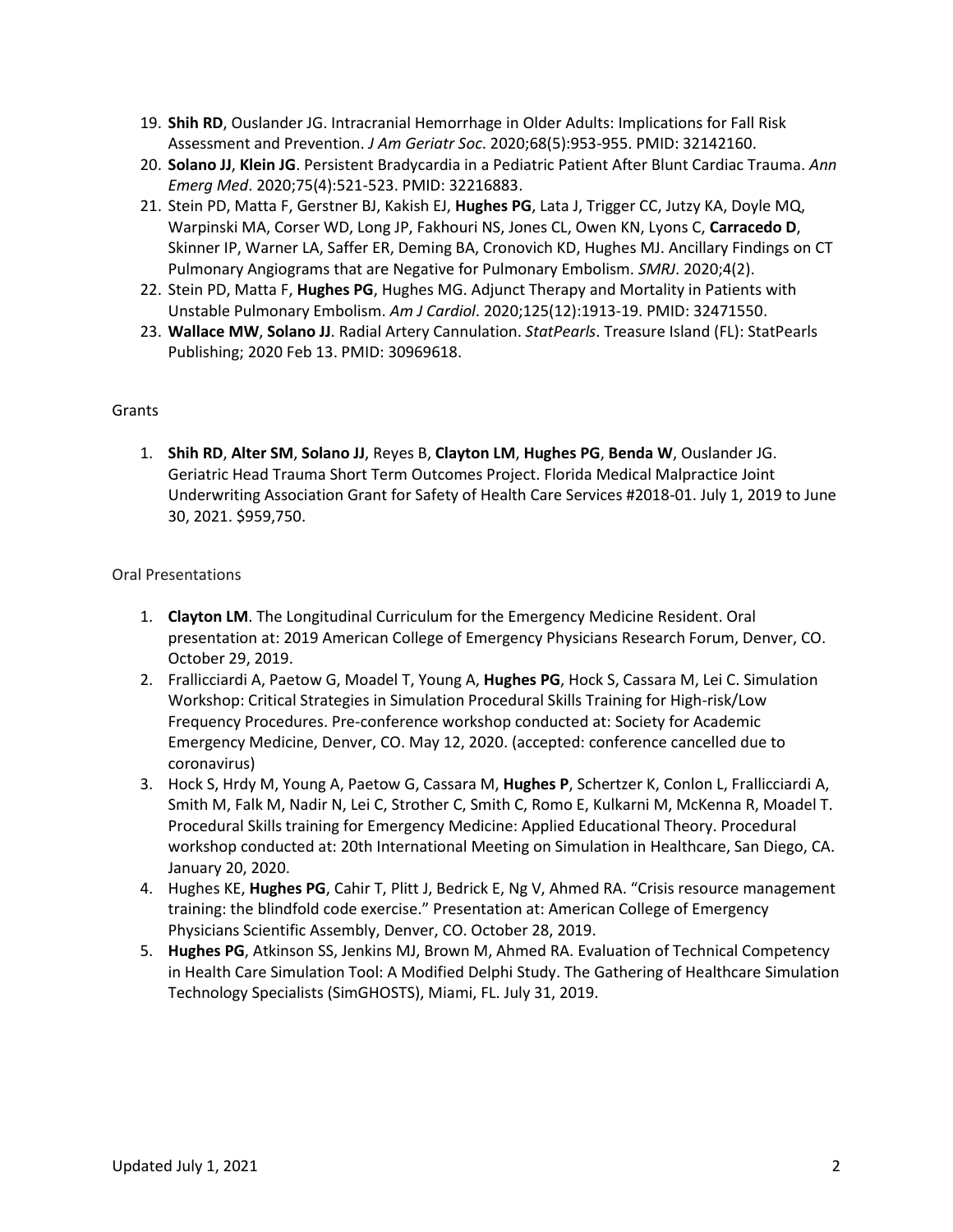19. **Shih RD**, Ouslander JG. Intracranial Hemorrhage in Older Adults: Implications for Fall Risk Assessment and Prevention. *J Am Geriatr Soc*. 2020;68(5):953-955. PMID: 32142160.
20. **Solano JJ**, **Klein JG**. Persistent Bradycardia in a Pediatric Patient After Blunt Cardiac Trauma. *Ann Emerg Med*. 2020;75(4):521-523. PMID: 32216883.
21. Stein PD, Matta F, Gerstner BJ, Kakish EJ, **Hughes PG**, Lata J, Trigger CC, Jutzy KA, Doyle MQ, Warpinski MA, Corser WD, Long JP, Fakhouri NS, Jones CL, Owen KN, Lyons C, **Carracedo D**, Skinner IP, Warner LA, Saffer ER, Deming BA, Cronovich KD, Hughes MJ. Ancillary Findings on CT Pulmonary Angiograms that are Negative for Pulmonary Embolism. *SMRJ*. 2020;4(2).
22. Stein PD, Matta F, **Hughes PG**, Hughes MG. Adjunct Therapy and Mortality in Patients with Unstable Pulmonary Embolism. *Am J Cardiol*. 2020;125(12):1913-19. PMID: 32471550.
23. **Wallace MW**, **Solano JJ**. Radial Artery Cannulation. *StatPearls*. Treasure Island (FL): StatPearls Publishing; 2020 Feb 13. PMID: 30969618.

Grants

1. **Shih RD**, **Alter SM**, **Solano JJ**, Reyes B, **Clayton LM**, **Hughes PG**, **Benda W**, Ouslander JG. Geriatric Head Trauma Short Term Outcomes Project. Florida Medical Malpractice Joint Underwriting Association Grant for Safety of Health Care Services #2018-01. July 1, 2019 to June 30, 2021. $959,750.

Oral Presentations

1. **Clayton LM**. The Longitudinal Curriculum for the Emergency Medicine Resident. Oral presentation at: 2019 American College of Emergency Physicians Research Forum, Denver, CO. October 29, 2019.
2. Frallicciardi A, Paetow G, Moadel T, Young A, **Hughes PG**, Hock S, Cassara M, Lei C. Simulation Workshop: Critical Strategies in Simulation Procedural Skills Training for High-risk/Low Frequency Procedures. Pre-conference workshop conducted at: Society for Academic Emergency Medicine, Denver, CO. May 12, 2020. (accepted: conference cancelled due to coronavirus)
3. Hock S, Hrdy M, Young A, Paetow G, Cassara M, **Hughes P**, Schertzer K, Conlon L, Frallicciardi A, Smith M, Falk M, Nadir N, Lei C, Strother C, Smith C, Romo E, Kulkarni M, McKenna R, Moadel T. Procedural Skills training for Emergency Medicine: Applied Educational Theory. Procedural workshop conducted at: 20th International Meeting on Simulation in Healthcare, San Diego, CA. January 20, 2020.
4. Hughes KE, **Hughes PG**, Cahir T, Plitt J, Bedrick E, Ng V, Ahmed RA. "Crisis resource management training: the blindfold code exercise." Presentation at: American College of Emergency Physicians Scientific Assembly, Denver, CO. October 28, 2019.
5. **Hughes PG**, Atkinson SS, Jenkins MJ, Brown M, Ahmed RA. Evaluation of Technical Competency in Health Care Simulation Tool: A Modified Delphi Study. The Gathering of Healthcare Simulation Technology Specialists (SimGHOSTS), Miami, FL. July 31, 2019.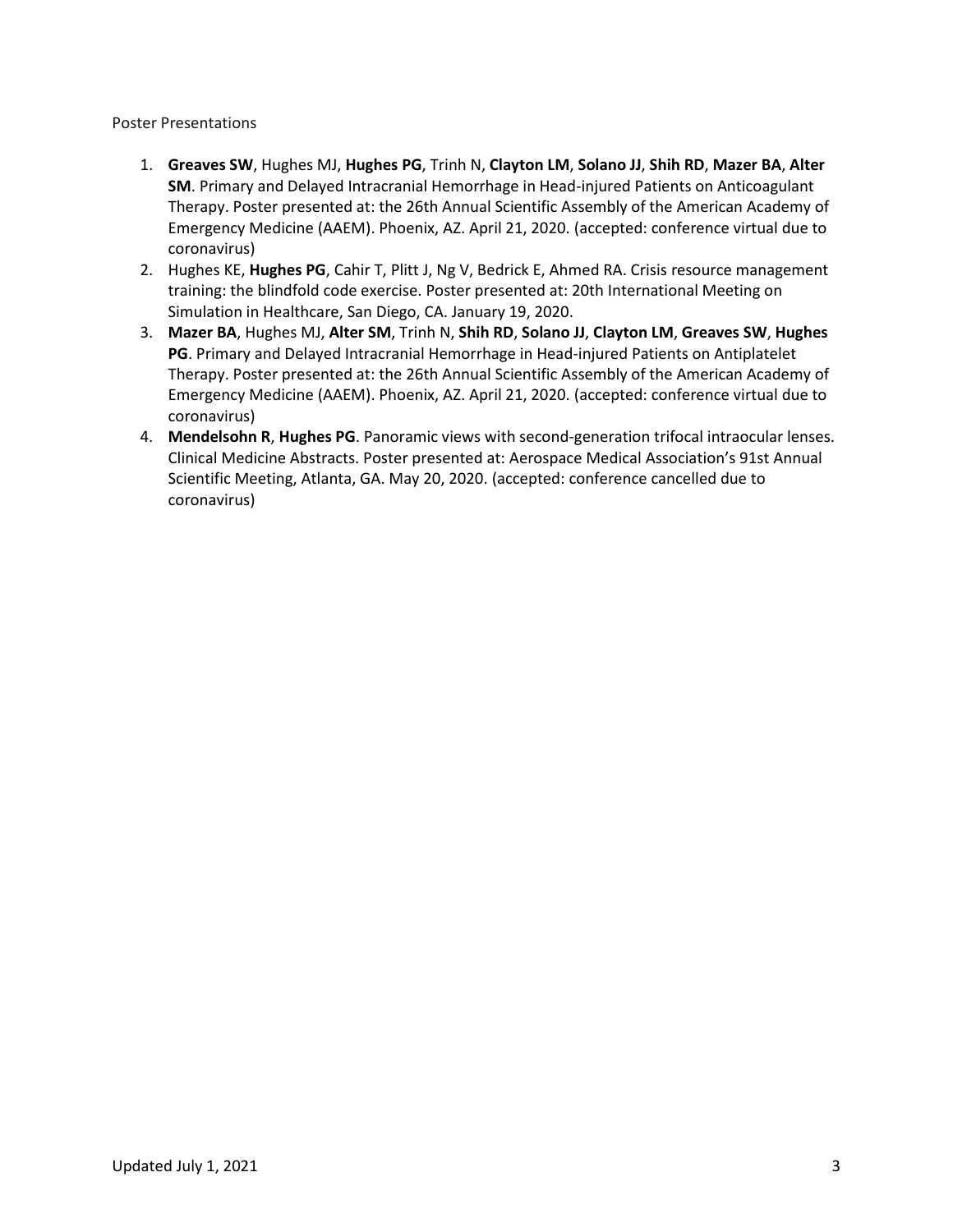Poster Presentations

1. **Greaves SW**, Hughes MJ, **Hughes PG**, Trinh N, **Clayton LM**, **Solano JJ**, **Shih RD**, **Mazer BA**, **Alter SM**. Primary and Delayed Intracranial Hemorrhage in Head-injured Patients on Anticoagulant Therapy. Poster presented at: the 26th Annual Scientific Assembly of the American Academy of Emergency Medicine (AAEM). Phoenix, AZ. April 21, 2020. (accepted: conference virtual due to coronavirus)
2. Hughes KE, **Hughes PG**, Cahir T, Plitt J, Ng V, Bedrick E, Ahmed RA. Crisis resource management training: the blindfold code exercise. Poster presented at: 20th International Meeting on Simulation in Healthcare, San Diego, CA. January 19, 2020.
3. **Mazer BA**, Hughes MJ, **Alter SM**, Trinh N, **Shih RD**, **Solano JJ**, **Clayton LM**, **Greaves SW**, **Hughes PG**. Primary and Delayed Intracranial Hemorrhage in Head-injured Patients on Antiplatelet Therapy. Poster presented at: the 26th Annual Scientific Assembly of the American Academy of Emergency Medicine (AAEM). Phoenix, AZ. April 21, 2020. (accepted: conference virtual due to coronavirus)
4. **Mendelsohn R**, **Hughes PG**. Panoramic views with second-generation trifocal intraocular lenses. Clinical Medicine Abstracts. Poster presented at: Aerospace Medical Association's 91st Annual Scientific Meeting, Atlanta, GA. May 20, 2020. (accepted: conference cancelled due to coronavirus)